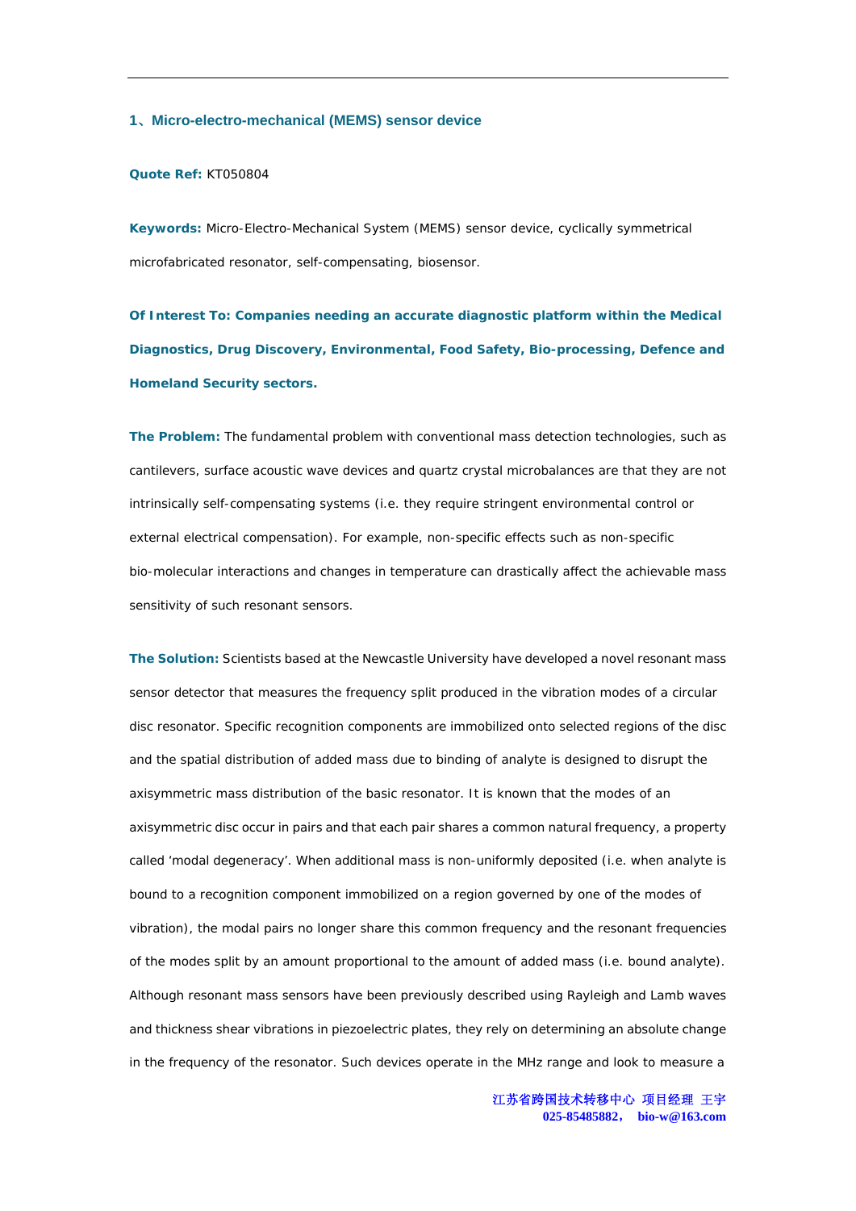## 1、Micro-electro-mechanical (MEMS) sensor device

**Quote Ref:** KT050804

**Keywords:** Micro-Electro-Mechanical System (MEMS) sensor device, cyclically symmetrical microfabricated resonator, self-compensating, biosensor.

**Of Interest To: Companies needing an accurate diagnostic platform within the Medical Diagnostics, Drug Discovery, Environmental, Food Safety, Bio-processing, Defence and Homeland Security sectors.**

**The Problem:** The fundamental problem with conventional mass detection technologies, such as cantilevers, surface acoustic wave devices and quartz crystal microbalances are that they are not intrinsically self-compensating systems (i.e. they require stringent environmental control or external electrical compensation). For example, non-specific effects such as non-specific bio-molecular interactions and changes in temperature can drastically affect the achievable mass sensitivity of such resonant sensors.

**The Solution:** Scientists based at the Newcastle University have developed a novel resonant mass sensor detector that measures the frequency split produced in the vibration modes of a circular disc resonator. Specific recognition components are immobilized onto selected regions of the disc and the spatial distribution of added mass due to binding of analyte is designed to disrupt the axisymmetric mass distribution of the basic resonator. It is known that the modes of an axisymmetric disc occur in pairs and that each pair shares a common natural frequency, a property called 'modal degeneracy'. When additional mass is non-uniformly deposited (i.e. when analyte is bound to a recognition component immobilized on a region governed by one of the modes of vibration), the modal pairs no longer share this common frequency and the resonant frequencies of the modes split by an amount proportional to the amount of added mass (i.e. bound analyte). Although resonant mass sensors have been previously described using Rayleigh and Lamb waves and thickness shear vibrations in piezoelectric plates, they rely on determining an absolute change in the frequency of the resonator. Such devices operate in the MHz range and look to measure a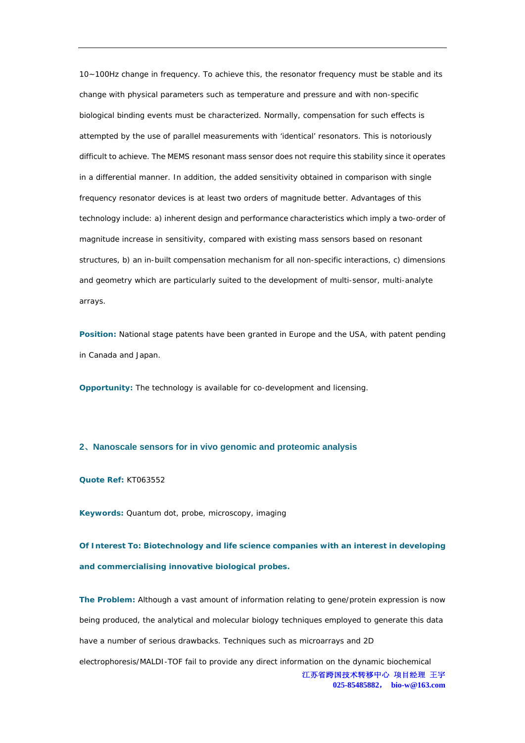10~100Hz change in frequency. To achieve this, the resonator frequency must be stable and its change with physical parameters such as temperature and pressure and with non-specific biological binding events must be characterized. Normally, compensation for such effects is attempted by the use of parallel measurements with 'identical' resonators. This is notoriously difficult to achieve. The MEMS resonant mass sensor does not require this stability since it operates in a differential manner. In addition, the added sensitivity obtained in comparison with single frequency resonator devices is at least two orders of magnitude better. Advantages of this technology include: a) inherent design and performance characteristics which imply a two-order of magnitude increase in sensitivity, compared with existing mass sensors based on resonant structures, b) an in-built compensation mechanism for all non-specific interactions, c) dimensions and geometry which are particularly suited to the development of multi-sensor, multi-analyte arrays.

**Position:** National stage patents have been granted in Europe and the USA, with patent pending in Canada and Japan.

**Opportunity:** The technology is available for co-development and licensing.

## 2、Nanoscale sensors for in vivo genomic and proteomic analysis

**Quote Ref:** KT063552

**Keywords:** Quantum dot, probe, microscopy, imaging

**Of Interest To: Biotechnology and life science companies with an interest in developing and commercialising innovative biological probes.**

**The Problem:** Although a vast amount of information relating to gene/protein expression is now being produced, the analytical and molecular biology techniques employed to generate this data have a number of serious drawbacks. Techniques such as microarrays and 2D electrophoresis/MALDI-TOF fail to provide any direct information on the dynamic biochemical

江苏省跨国技术转移中心 项目经理 王宇
025-85485882， bio-w@163.com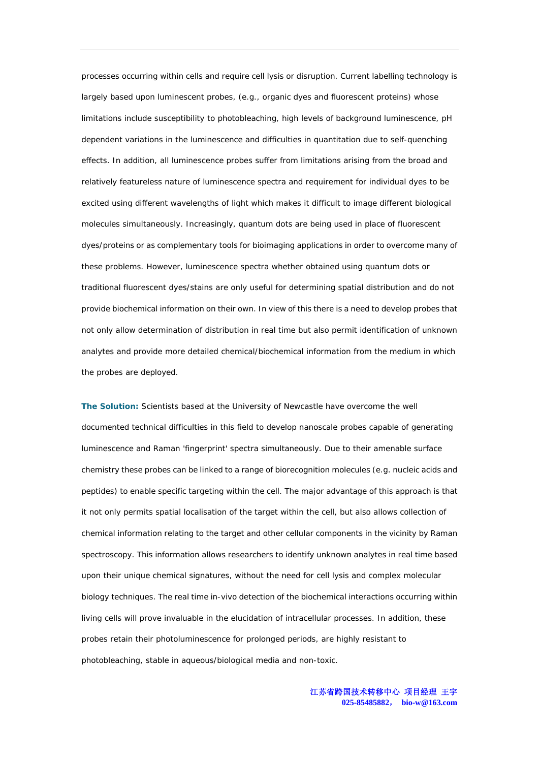processes occurring within cells and require cell lysis or disruption. Current labelling technology is largely based upon luminescent probes, (e.g., organic dyes and fluorescent proteins) whose limitations include susceptibility to photobleaching, high levels of background luminescence, pH dependent variations in the luminescence and difficulties in quantitation due to self-quenching effects. In addition, all luminescence probes suffer from limitations arising from the broad and relatively featureless nature of luminescence spectra and requirement for individual dyes to be excited using different wavelengths of light which makes it difficult to image different biological molecules simultaneously. Increasingly, quantum dots are being used in place of fluorescent dyes/proteins or as complementary tools for bioimaging applications in order to overcome many of these problems. However, luminescence spectra whether obtained using quantum dots or traditional fluorescent dyes/stains are only useful for determining spatial distribution and do not provide biochemical information on their own. In view of this there is a need to develop probes that not only allow determination of distribution in real time but also permit identification of unknown analytes and provide more detailed chemical/biochemical information from the medium in which the probes are deployed.

**The Solution:** Scientists based at the University of Newcastle have overcome the well documented technical difficulties in this field to develop nanoscale probes capable of generating luminescence and Raman 'fingerprint' spectra simultaneously. Due to their amenable surface chemistry these probes can be linked to a range of biorecognition molecules (e.g. nucleic acids and peptides) to enable specific targeting within the cell. The major advantage of this approach is that it not only permits spatial localisation of the target within the cell, but also allows collection of chemical information relating to the target and other cellular components in the vicinity by Raman spectroscopy. This information allows researchers to identify unknown analytes in real time based upon their unique chemical signatures, without the need for cell lysis and complex molecular biology techniques. The real time in-vivo detection of the biochemical interactions occurring within living cells will prove invaluable in the elucidation of intracellular processes. In addition, these probes retain their photoluminescence for prolonged periods, are highly resistant to photobleaching, stable in aqueous/biological media and non-toxic.

江苏省跨国技术转移中心 项目经理 王宇
025-85485882， bio-w@163.com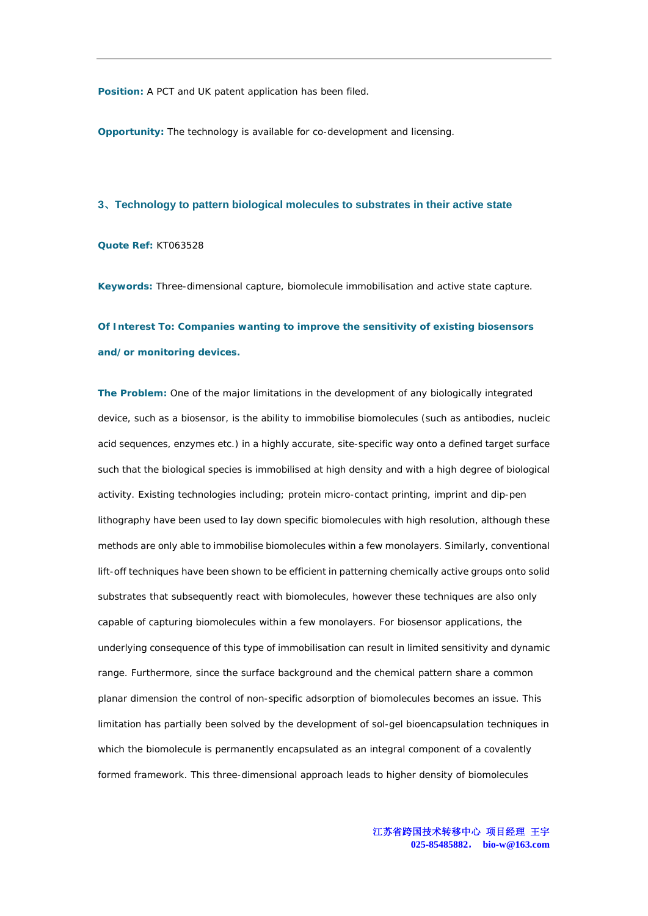**Position:** A PCT and UK patent application has been filed.

**Opportunity:** The technology is available for co-development and licensing.

### 3、Technology to pattern biological molecules to substrates in their active state

**Quote Ref:** KT063528

**Keywords:** Three-dimensional capture, biomolecule immobilisation and active state capture.

**Of Interest To: Companies wanting to improve the sensitivity of existing biosensors and/or monitoring devices.**

**The Problem:** One of the major limitations in the development of any biologically integrated device, such as a biosensor, is the ability to immobilise biomolecules (such as antibodies, nucleic acid sequences, enzymes etc.) in a highly accurate, site-specific way onto a defined target surface such that the biological species is immobilised at high density and with a high degree of biological activity. Existing technologies including; protein micro-contact printing, imprint and dip-pen lithography have been used to lay down specific biomolecules with high resolution, although these methods are only able to immobilise biomolecules within a few monolayers. Similarly, conventional lift-off techniques have been shown to be efficient in patterning chemically active groups onto solid substrates that subsequently react with biomolecules, however these techniques are also only capable of capturing biomolecules within a few monolayers. For biosensor applications, the underlying consequence of this type of immobilisation can result in limited sensitivity and dynamic range. Furthermore, since the surface background and the chemical pattern share a common planar dimension the control of non-specific adsorption of biomolecules becomes an issue. This limitation has partially been solved by the development of sol-gel bioencapsulation techniques in which the biomolecule is permanently encapsulated as an integral component of a covalently formed framework. This three-dimensional approach leads to higher density of biomolecules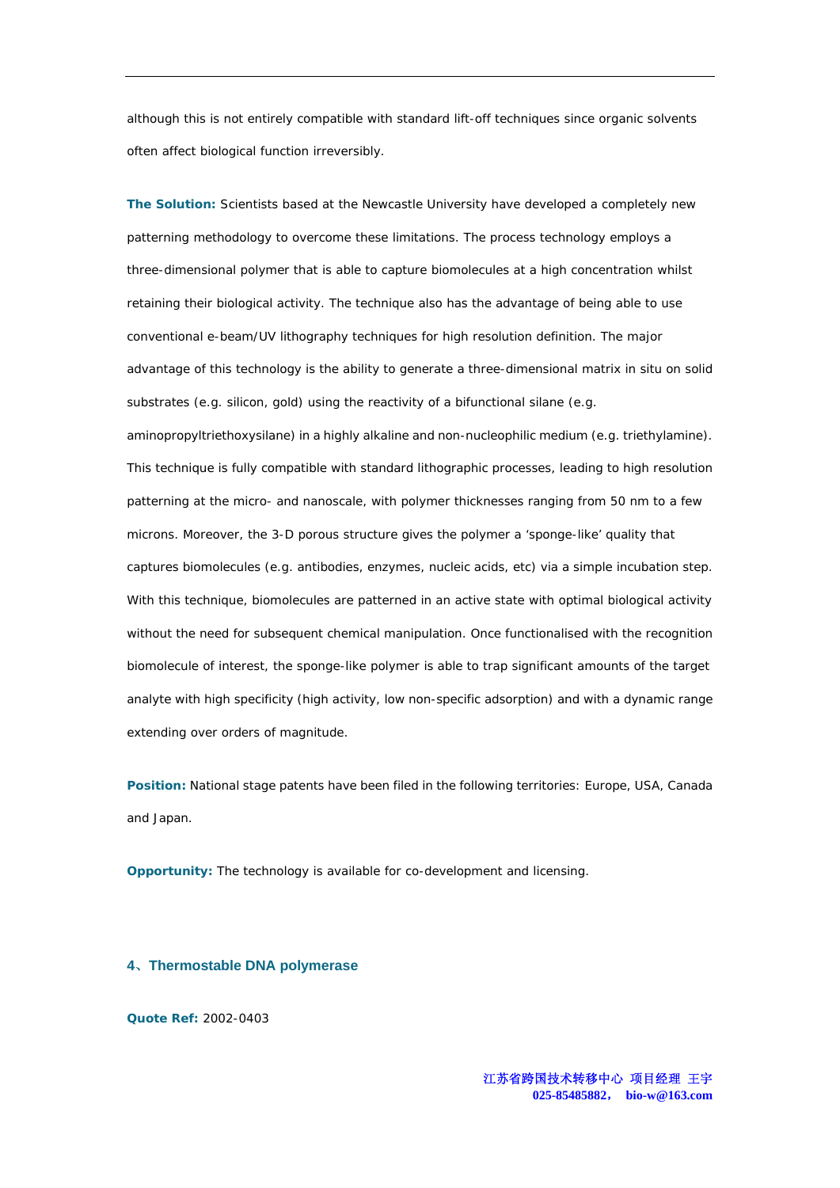although this is not entirely compatible with standard lift-off techniques since organic solvents often affect biological function irreversibly.

**The Solution:** Scientists based at the Newcastle University have developed a completely new patterning methodology to overcome these limitations. The process technology employs a three-dimensional polymer that is able to capture biomolecules at a high concentration whilst retaining their biological activity. The technique also has the advantage of being able to use conventional e-beam/UV lithography techniques for high resolution definition. The major advantage of this technology is the ability to generate a three-dimensional matrix in situ on solid substrates (e.g. silicon, gold) using the reactivity of a bifunctional silane (e.g. aminopropyltriethoxysilane) in a highly alkaline and non-nucleophilic medium (e.g. triethylamine). This technique is fully compatible with standard lithographic processes, leading to high resolution patterning at the micro- and nanoscale, with polymer thicknesses ranging from 50 nm to a few microns. Moreover, the 3-D porous structure gives the polymer a 'sponge-like' quality that captures biomolecules (e.g. antibodies, enzymes, nucleic acids, etc) via a simple incubation step. With this technique, biomolecules are patterned in an active state with optimal biological activity without the need for subsequent chemical manipulation. Once functionalised with the recognition biomolecule of interest, the sponge-like polymer is able to trap significant amounts of the target analyte with high specificity (high activity, low non-specific adsorption) and with a dynamic range extending over orders of magnitude.

**Position:** National stage patents have been filed in the following territories: Europe, USA, Canada and Japan.

**Opportunity:** The technology is available for co-development and licensing.

## 4、Thermostable DNA polymerase

**Quote Ref:** 2002-0403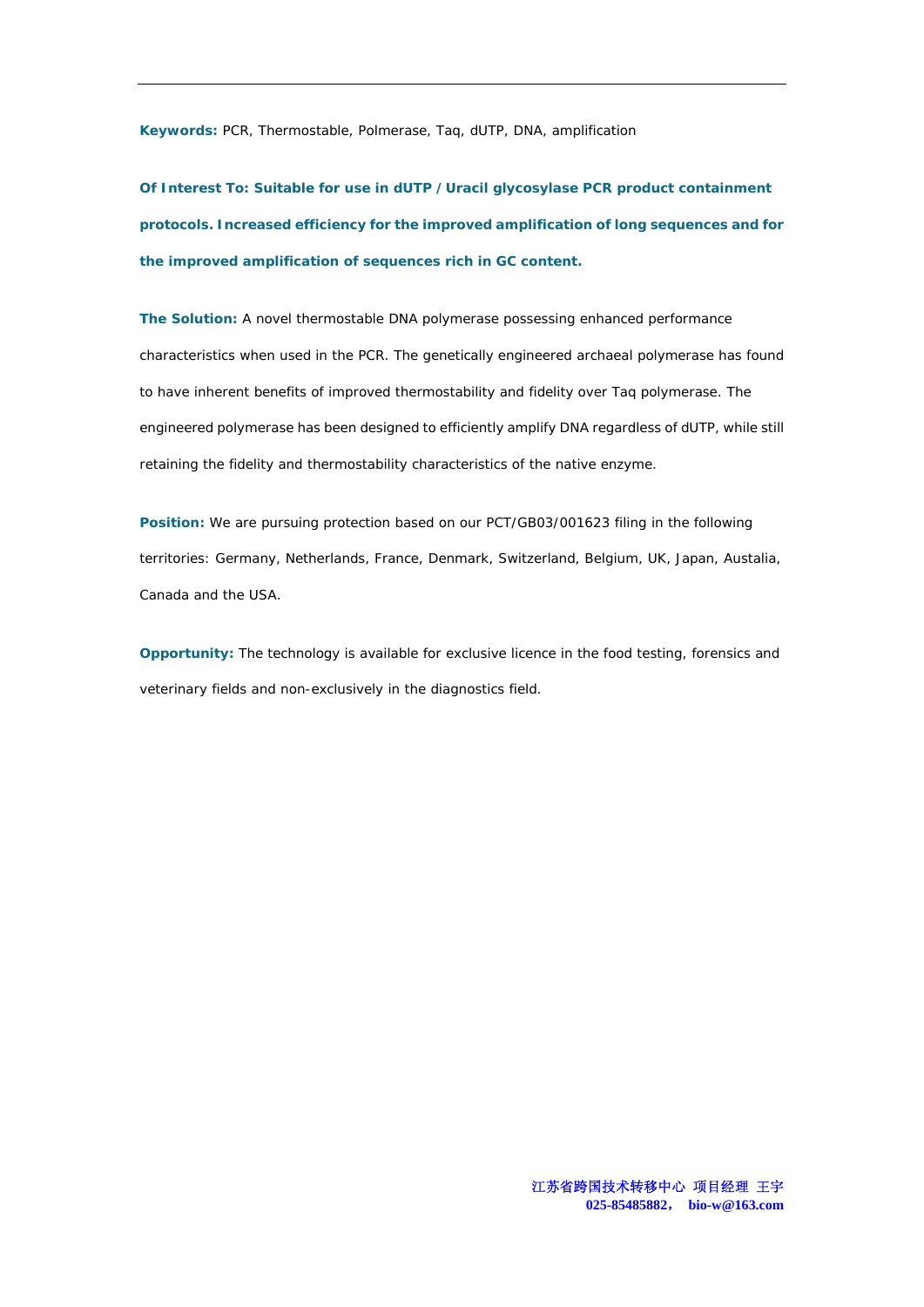**Keywords:** PCR, Thermostable, Polmerase, Taq, dUTP, DNA, amplification

**Of Interest To: Suitable for use in dUTP / Uracil glycosylase PCR product containment protocols. Increased efficiency for the improved amplification of long sequences and for the improved amplification of sequences rich in GC content.**

**The Solution:** A novel thermostable DNA polymerase possessing enhanced performance characteristics when used in the PCR. The genetically engineered archaeal polymerase has found to have inherent benefits of improved thermostability and fidelity over Taq polymerase. The engineered polymerase has been designed to efficiently amplify DNA regardless of dUTP, while still retaining the fidelity and thermostability characteristics of the native enzyme.

**Position:** We are pursuing protection based on our PCT/GB03/001623 filing in the following territories: Germany, Netherlands, France, Denmark, Switzerland, Belgium, UK, Japan, Austalia, Canada and the USA.

**Opportunity:** The technology is available for exclusive licence in the food testing, forensics and veterinary fields and non-exclusively in the diagnostics field.

江苏省跨国技术转移中心 项目经理 王宇
**025-85485882， bio-w@163.com**